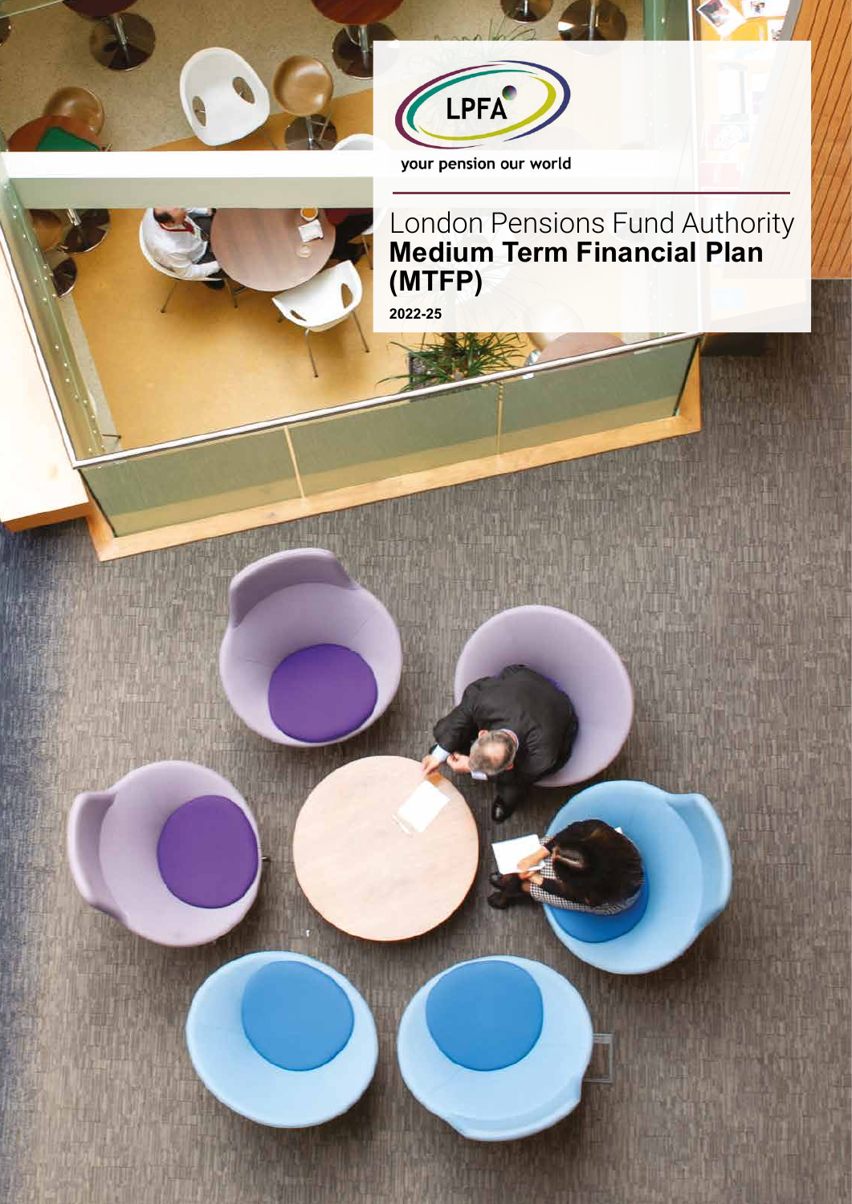LPFA

your pension our world

# London Pensions Fund Authority **Medium Term Financial Plan (MTFP)**

**2022-25**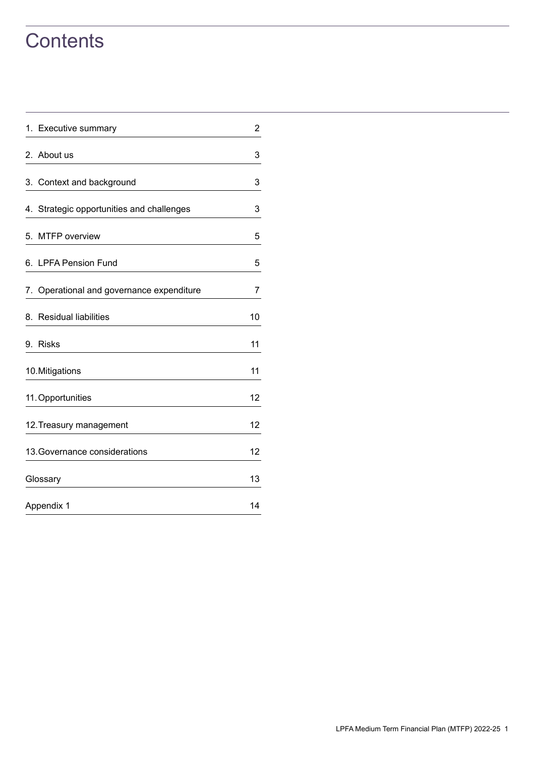# Contents

| | |
|---|---|
| 1. Executive summary | 2 |
| 2. About us | 3 |
| 3. Context and background | 3 |
| 4. Strategic opportunities and challenges | 3 |
| 5. MTFP overview | 5 |
| 6. LPFA Pension Fund | 5 |
| 7. Operational and governance expenditure | 7 |
| 8. Residual liabilities | 10 |
| 9. Risks | 11 |
| 10. Mitigations | 11 |
| 11. Opportunities | 12 |
| 12. Treasury management | 12 |
| 13. Governance considerations | 12 |
| Glossary | 13 |
| Appendix 1 | 14 |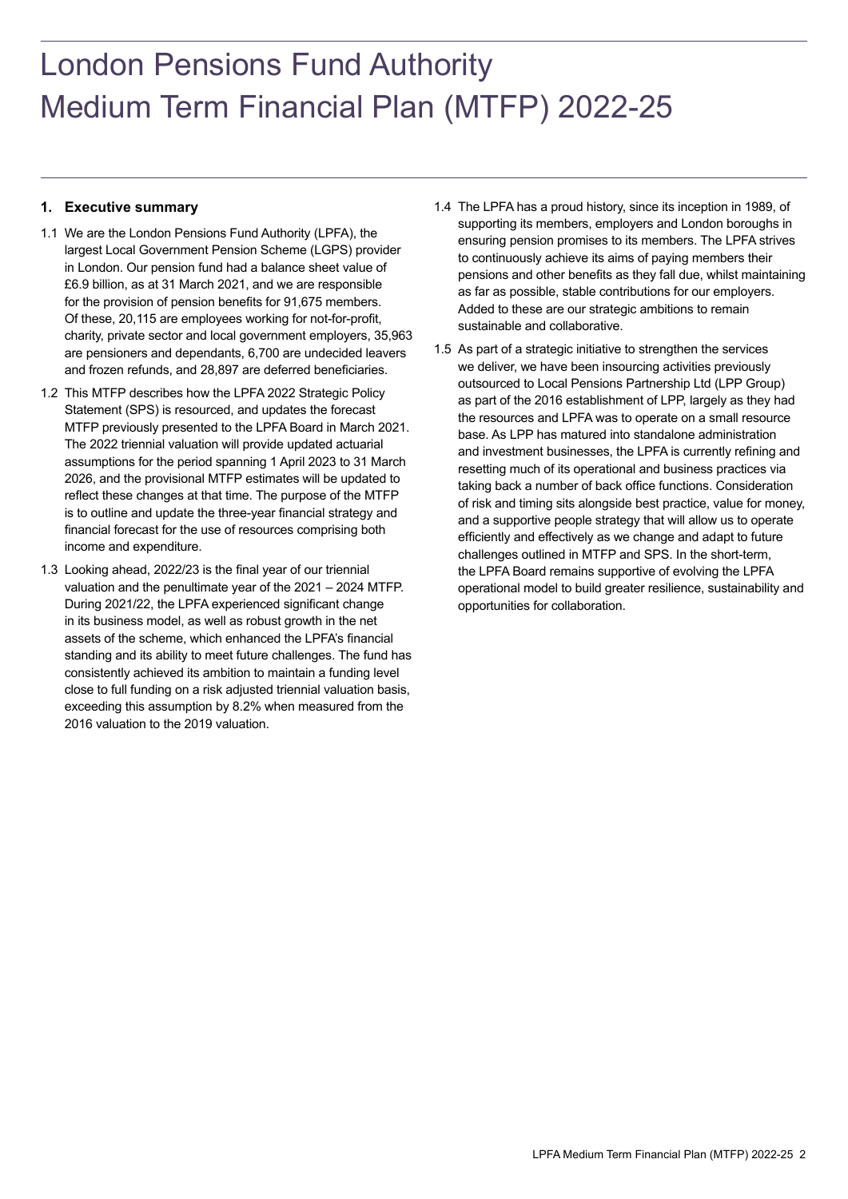# London Pensions Fund Authority Medium Term Financial Plan (MTFP) 2022-25

## 1. Executive summary

1.1 We are the London Pensions Fund Authority (LPFA), the largest Local Government Pension Scheme (LGPS) provider in London. Our pension fund had a balance sheet value of £6.9 billion, as at 31 March 2021, and we are responsible for the provision of pension benefits for 91,675 members. Of these, 20,115 are employees working for not-for-profit, charity, private sector and local government employers, 35,963 are pensioners and dependants, 6,700 are undecided leavers and frozen refunds, and 28,897 are deferred beneficiaries.

1.2 This MTFP describes how the LPFA 2022 Strategic Policy Statement (SPS) is resourced, and updates the forecast MTFP previously presented to the LPFA Board in March 2021. The 2022 triennial valuation will provide updated actuarial assumptions for the period spanning 1 April 2023 to 31 March 2026, and the provisional MTFP estimates will be updated to reflect these changes at that time. The purpose of the MTFP is to outline and update the three-year financial strategy and financial forecast for the use of resources comprising both income and expenditure.

1.3 Looking ahead, 2022/23 is the final year of our triennial valuation and the penultimate year of the 2021 – 2024 MTFP. During 2021/22, the LPFA experienced significant change in its business model, as well as robust growth in the net assets of the scheme, which enhanced the LPFA's financial standing and its ability to meet future challenges. The fund has consistently achieved its ambition to maintain a funding level close to full funding on a risk adjusted triennial valuation basis, exceeding this assumption by 8.2% when measured from the 2016 valuation to the 2019 valuation.

1.4 The LPFA has a proud history, since its inception in 1989, of supporting its members, employers and London boroughs in ensuring pension promises to its members. The LPFA strives to continuously achieve its aims of paying members their pensions and other benefits as they fall due, whilst maintaining as far as possible, stable contributions for our employers. Added to these are our strategic ambitions to remain sustainable and collaborative.

1.5 As part of a strategic initiative to strengthen the services we deliver, we have been insourcing activities previously outsourced to Local Pensions Partnership Ltd (LPP Group) as part of the 2016 establishment of LPP, largely as they had the resources and LPFA was to operate on a small resource base. As LPP has matured into standalone administration and investment businesses, the LPFA is currently refining and resetting much of its operational and business practices via taking back a number of back office functions. Consideration of risk and timing sits alongside best practice, value for money, and a supportive people strategy that will allow us to operate efficiently and effectively as we change and adapt to future challenges outlined in MTFP and SPS. In the short-term, the LPFA Board remains supportive of evolving the LPFA operational model to build greater resilience, sustainability and opportunities for collaboration.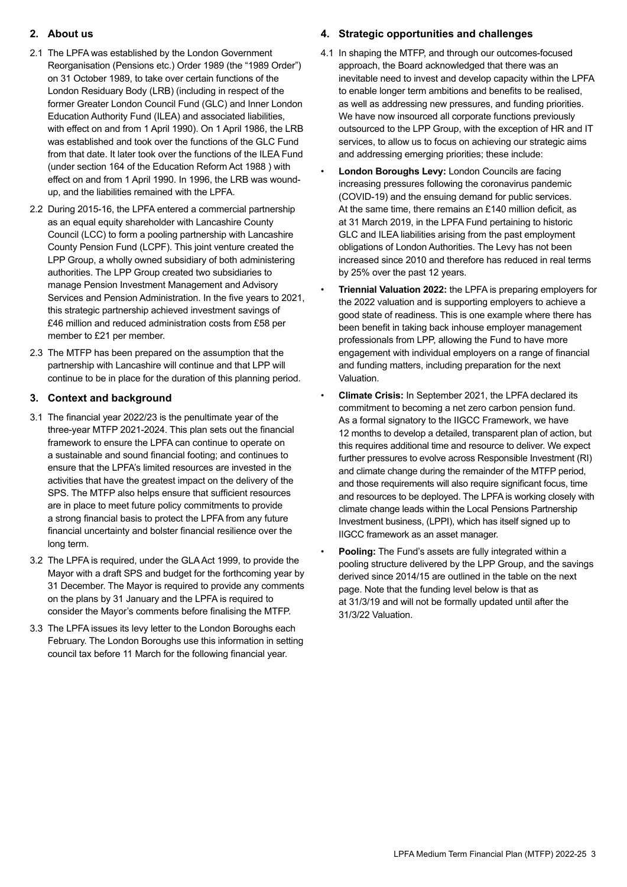## 2. About us

2.1 The LPFA was established by the London Government Reorganisation (Pensions etc.) Order 1989 (the "1989 Order") on 31 October 1989, to take over certain functions of the London Residuary Body (LRB) (including in respect of the former Greater London Council Fund (GLC) and Inner London Education Authority Fund (ILEA) and associated liabilities, with effect on and from 1 April 1990). On 1 April 1986, the LRB was established and took over the functions of the GLC Fund from that date. It later took over the functions of the ILEA Fund (under section 164 of the Education Reform Act 1988 ) with effect on and from 1 April 1990. In 1996, the LRB was wound-up, and the liabilities remained with the LPFA.

2.2 During 2015-16, the LPFA entered a commercial partnership as an equal equity shareholder with Lancashire County Council (LCC) to form a pooling partnership with Lancashire County Pension Fund (LCPF). This joint venture created the LPP Group, a wholly owned subsidiary of both administering authorities. The LPP Group created two subsidiaries to manage Pension Investment Management and Advisory Services and Pension Administration. In the five years to 2021, this strategic partnership achieved investment savings of £46 million and reduced administration costs from £58 per member to £21 per member.

2.3 The MTFP has been prepared on the assumption that the partnership with Lancashire will continue and that LPP will continue to be in place for the duration of this planning period.

## 3. Context and background

3.1 The financial year 2022/23 is the penultimate year of the three-year MTFP 2021-2024. This plan sets out the financial framework to ensure the LPFA can continue to operate on a sustainable and sound financial footing; and continues to ensure that the LPFA's limited resources are invested in the activities that have the greatest impact on the delivery of the SPS. The MTFP also helps ensure that sufficient resources are in place to meet future policy commitments to provide a strong financial basis to protect the LPFA from any future financial uncertainty and bolster financial resilience over the long term.

3.2 The LPFA is required, under the GLA Act 1999, to provide the Mayor with a draft SPS and budget for the forthcoming year by 31 December. The Mayor is required to provide any comments on the plans by 31 January and the LPFA is required to consider the Mayor's comments before finalising the MTFP.

3.3 The LPFA issues its levy letter to the London Boroughs each February. The London Boroughs use this information in setting council tax before 11 March for the following financial year.

## 4. Strategic opportunities and challenges

4.1 In shaping the MTFP, and through our outcomes-focused approach, the Board acknowledged that there was an inevitable need to invest and develop capacity within the LPFA to enable longer term ambitions and benefits to be realised, as well as addressing new pressures, and funding priorities. We have now insourced all corporate functions previously outsourced to the LPP Group, with the exception of HR and IT services, to allow us to focus on achieving our strategic aims and addressing emerging priorities; these include:

- **London Boroughs Levy:** London Councils are facing increasing pressures following the coronavirus pandemic (COVID-19) and the ensuing demand for public services. At the same time, there remains an £140 million deficit, as at 31 March 2019, in the LPFA Fund pertaining to historic GLC and ILEA liabilities arising from the past employment obligations of London Authorities. The Levy has not been increased since 2010 and therefore has reduced in real terms by 25% over the past 12 years.
- **Triennial Valuation 2022:** the LPFA is preparing employers for the 2022 valuation and is supporting employers to achieve a good state of readiness. This is one example where there has been benefit in taking back inhouse employer management professionals from LPP, allowing the Fund to have more engagement with individual employers on a range of financial and funding matters, including preparation for the next Valuation.
- **Climate Crisis:** In September 2021, the LPFA declared its commitment to becoming a net zero carbon pension fund. As a formal signatory to the IIGCC Framework, we have 12 months to develop a detailed, transparent plan of action, but this requires additional time and resource to deliver. We expect further pressures to evolve across Responsible Investment (RI) and climate change during the remainder of the MTFP period, and those requirements will also require significant focus, time and resources to be deployed. The LPFA is working closely with climate change leads within the Local Pensions Partnership Investment business, (LPPI), which has itself signed up to IIGCC framework as an asset manager.
- **Pooling:** The Fund's assets are fully integrated within a pooling structure delivered by the LPP Group, and the savings derived since 2014/15 are outlined in the table on the next page. Note that the funding level below is that as at 31/3/19 and will not be formally updated until after the 31/3/22 Valuation.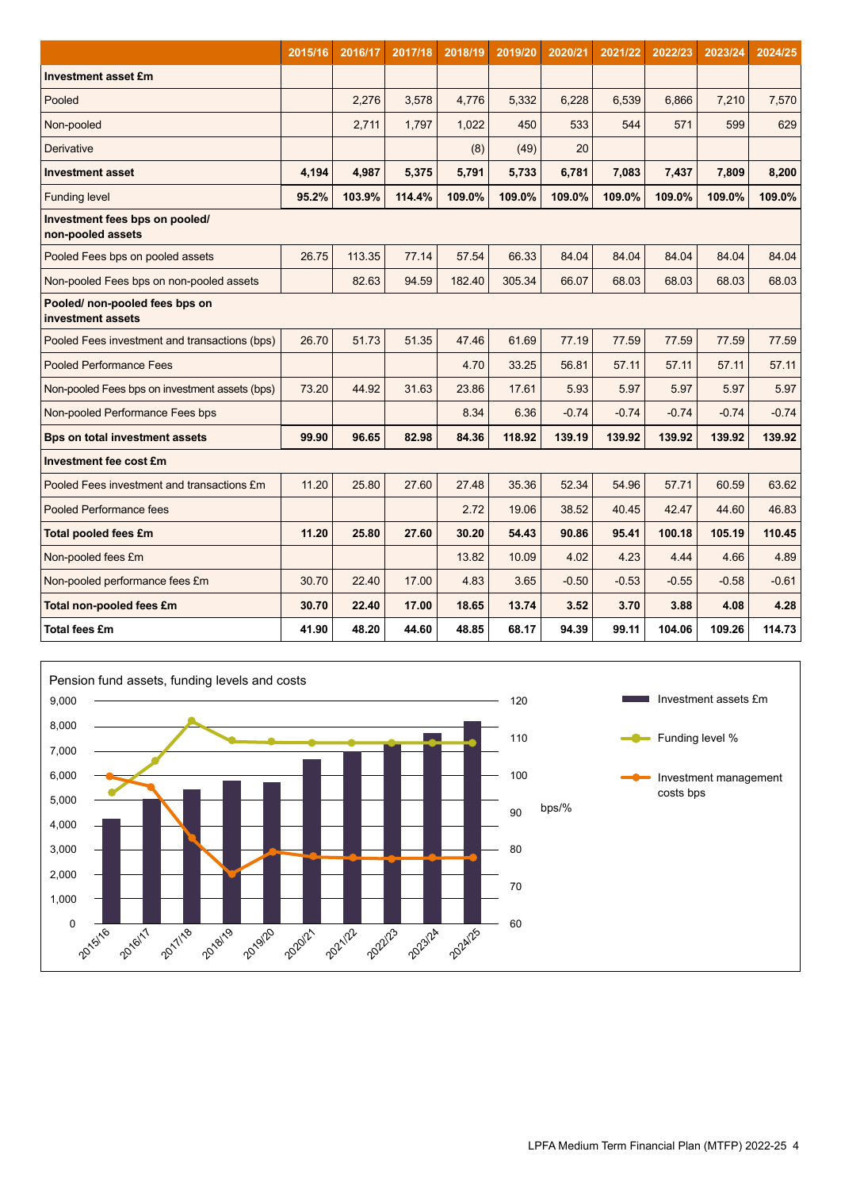| | 2015/16 | 2016/17 | 2017/18 | 2018/19 | 2019/20 | 2020/21 | 2021/22 | 2022/23 | 2023/24 | 2024/25 |
|---|---|---|---|---|---|---|---|---|---|---|
| **Investment asset £m** | | | | | | | | | | |
| Pooled | | 2,276 | 3,578 | 4,776 | 5,332 | 6,228 | 6,539 | 6,866 | 7,210 | 7,570 |
| Non-pooled | | 2,711 | 1,797 | 1,022 | 450 | 533 | 544 | 571 | 599 | 629 |
| Derivative | | | | (8) | (49) | 20 | | | | |
| **Investment asset** | **4,194** | **4,987** | **5,375** | **5,791** | **5,733** | **6,781** | **7,083** | **7,437** | **7,809** | **8,200** |
| Funding level | **95.2%** | **103.9%** | **114.4%** | **109.0%** | **109.0%** | **109.0%** | **109.0%** | **109.0%** | **109.0%** | **109.0%** |
| **Investment fees bps on pooled/ non-pooled assets** | | | | | | | | | | |
| Pooled Fees bps on pooled assets | 26.75 | 113.35 | 77.14 | 57.54 | 66.33 | 84.04 | 84.04 | 84.04 | 84.04 | 84.04 |
| Non-pooled Fees bps on non-pooled assets | | 82.63 | 94.59 | 182.40 | 305.34 | 66.07 | 68.03 | 68.03 | 68.03 | 68.03 |
| **Pooled/ non-pooled fees bps on investment assets** | | | | | | | | | | |
| Pooled Fees investment and transactions (bps) | 26.70 | 51.73 | 51.35 | 47.46 | 61.69 | 77.19 | 77.59 | 77.59 | 77.59 | 77.59 |
| Pooled Performance Fees | | | | 4.70 | 33.25 | 56.81 | 57.11 | 57.11 | 57.11 | 57.11 |
| Non-pooled Fees bps on investment assets (bps) | 73.20 | 44.92 | 31.63 | 23.86 | 17.61 | 5.93 | 5.97 | 5.97 | 5.97 | 5.97 |
| Non-pooled Performance Fees bps | | | | 8.34 | 6.36 | -0.74 | -0.74 | -0.74 | -0.74 | -0.74 |
| **Bps on total investment assets** | **99.90** | **96.65** | **82.98** | **84.36** | **118.92** | **139.19** | **139.92** | **139.92** | **139.92** | **139.92** |
| **Investment fee cost £m** | | | | | | | | | | |
| Pooled Fees investment and transactions £m | 11.20 | 25.80 | 27.60 | 27.48 | 35.36 | 52.34 | 54.96 | 57.71 | 60.59 | 63.62 |
| Pooled Performance fees | | | | 2.72 | 19.06 | 38.52 | 40.45 | 42.47 | 44.60 | 46.83 |
| **Total pooled fees £m** | **11.20** | **25.80** | **27.60** | **30.20** | **54.43** | **90.86** | **95.41** | **100.18** | **105.19** | **110.45** |
| Non-pooled fees £m | | | | 13.82 | 10.09 | 4.02 | 4.23 | 4.44 | 4.66 | 4.89 |
| Non-pooled performance fees £m | 30.70 | 22.40 | 17.00 | 4.83 | 3.65 | -0.50 | -0.53 | -0.55 | -0.58 | -0.61 |
| **Total non-pooled fees £m** | **30.70** | **22.40** | **17.00** | **18.65** | **13.74** | **3.52** | **3.70** | **3.88** | **4.08** | **4.28** |
| **Total fees £m** | **41.90** | **48.20** | **44.60** | **48.85** | **68.17** | **94.39** | **99.11** | **104.06** | **109.26** | **114.73** |

Pension fund assets, funding levels and costs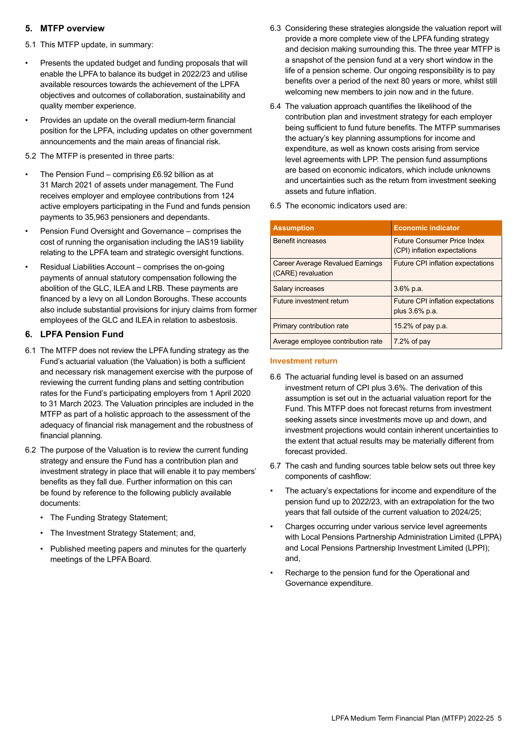## 5. MTFP overview

5.1 This MTFP update, in summary:

- Presents the updated budget and funding proposals that will enable the LPFA to balance its budget in 2022/23 and utilise available resources towards the achievement of the LPFA objectives and outcomes of collaboration, sustainability and quality member experience.
- Provides an update on the overall medium-term financial position for the LPFA, including updates on other government announcements and the main areas of financial risk.

5.2 The MTFP is presented in three parts:

- The Pension Fund – comprising £6.92 billion as at 31 March 2021 of assets under management. The Fund receives employer and employee contributions from 124 active employers participating in the Fund and funds pension payments to 35,963 pensioners and dependants.
- Pension Fund Oversight and Governance – comprises the cost of running the organisation including the IAS19 liability relating to the LPFA team and strategic oversight functions.
- Residual Liabilities Account – comprises the on-going payments of annual statutory compensation following the abolition of the GLC, ILEA and LRB. These payments are financed by a levy on all London Boroughs. These accounts also include substantial provisions for injury claims from former employees of the GLC and ILEA in relation to asbestosis.

## 6. LPFA Pension Fund

6.1 The MTFP does not review the LPFA funding strategy as the Fund's actuarial valuation (the Valuation) is both a sufficient and necessary risk management exercise with the purpose of reviewing the current funding plans and setting contribution rates for the Fund's participating employers from 1 April 2020 to 31 March 2023. The Valuation principles are included in the MTFP as part of a holistic approach to the assessment of the adequacy of financial risk management and the robustness of financial planning.

6.2 The purpose of the Valuation is to review the current funding strategy and ensure the Fund has a contribution plan and investment strategy in place that will enable it to pay members' benefits as they fall due. Further information on this can be found by reference to the following publicly available documents:

- The Funding Strategy Statement;
- The Investment Strategy Statement; and,
- Published meeting papers and minutes for the quarterly meetings of the LPFA Board.

6.3 Considering these strategies alongside the valuation report will provide a more complete view of the LPFA funding strategy and decision making surrounding this. The three year MTFP is a snapshot of the pension fund at a very short window in the life of a pension scheme. Our ongoing responsibility is to pay benefits over a period of the next 80 years or more, whilst still welcoming new members to join now and in the future.

6.4 The valuation approach quantifies the likelihood of the contribution plan and investment strategy for each employer being sufficient to fund future benefits. The MTFP summarises the actuary's key planning assumptions for income and expenditure, as well as known costs arising from service level agreements with LPP. The pension fund assumptions are based on economic indicators, which include unknowns and uncertainties such as the return from investment seeking assets and future inflation.

6.5 The economic indicators used are:

| Assumption | Economic indicator |
| --- | --- |
| Benefit increases | Future Consumer Price Index (CPI) inflation expectations |
| Career Average Revalued Earnings (CARE) revaluation | Future CPI inflation expectations |
| Salary increases | 3.6% p.a. |
| Future investment return | Future CPI inflation expectations plus 3.6% p.a. |
| Primary contribution rate | 15.2% of pay p.a. |
| Average employee contribution rate | 7.2% of pay |

### Investment return

6.6 The actuarial funding level is based on an assumed investment return of CPI plus 3.6%. The derivation of this assumption is set out in the actuarial valuation report for the Fund. This MTFP does not forecast returns from investment seeking assets since investments move up and down, and investment projections would contain inherent uncertainties to the extent that actual results may be materially different from forecast provided.

6.7 The cash and funding sources table below sets out three key components of cashflow:

- The actuary's expectations for income and expenditure of the pension fund up to 2022/23, with an extrapolation for the two years that fall outside of the current valuation to 2024/25;
- Charges occurring under various service level agreements with Local Pensions Partnership Administration Limited (LPPA) and Local Pensions Partnership Investment Limited (LPPI); and,
- Recharge to the pension fund for the Operational and Governance expenditure.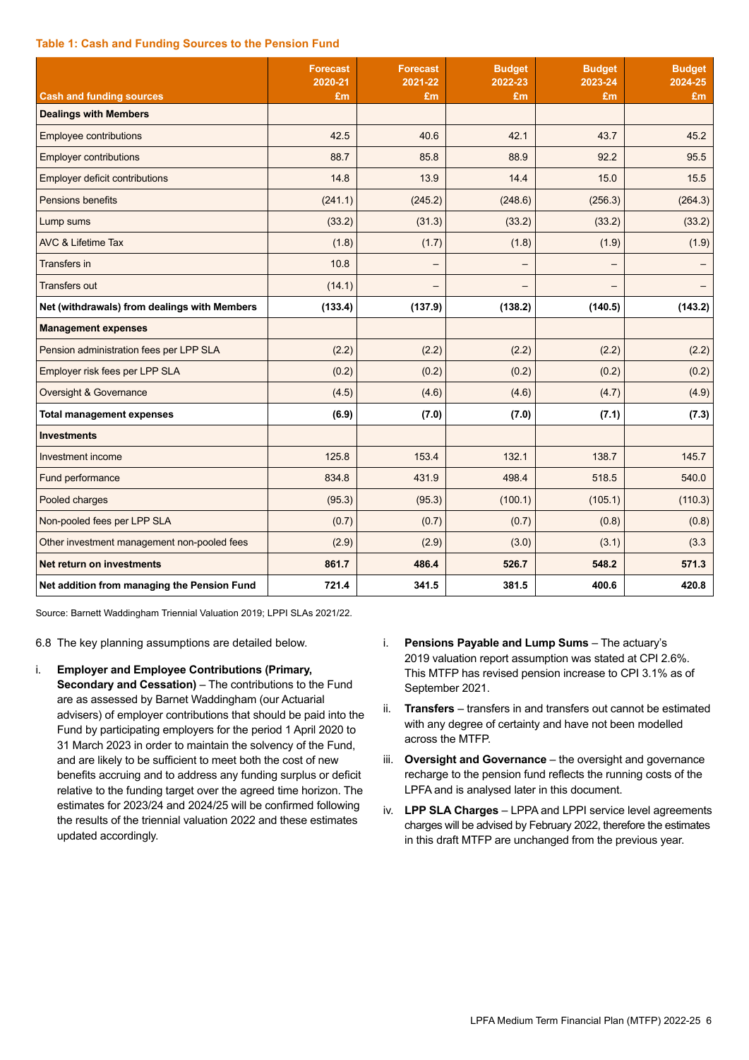**Table 1: Cash and Funding Sources to the Pension Fund**

| Cash and funding sources | Forecast 2020-21 £m | Forecast 2021-22 £m | Budget 2022-23 £m | Budget 2023-24 £m | Budget 2024-25 £m |
|---|---|---|---|---|---|
| **Dealings with Members** | | | | | |
| Employee contributions | 42.5 | 40.6 | 42.1 | 43.7 | 45.2 |
| Employer contributions | 88.7 | 85.8 | 88.9 | 92.2 | 95.5 |
| Employer deficit contributions | 14.8 | 13.9 | 14.4 | 15.0 | 15.5 |
| Pensions benefits | (241.1) | (245.2) | (248.6) | (256.3) | (264.3) |
| Lump sums | (33.2) | (31.3) | (33.2) | (33.2) | (33.2) |
| AVC & Lifetime Tax | (1.8) | (1.7) | (1.8) | (1.9) | (1.9) |
| Transfers in | 10.8 | – | – | – | – |
| Transfers out | (14.1) | – | – | – | – |
| **Net (withdrawals) from dealings with Members** | **(133.4)** | **(137.9)** | **(138.2)** | **(140.5)** | **(143.2)** |
| **Management expenses** | | | | | |
| Pension administration fees per LPP SLA | (2.2) | (2.2) | (2.2) | (2.2) | (2.2) |
| Employer risk fees per LPP SLA | (0.2) | (0.2) | (0.2) | (0.2) | (0.2) |
| Oversight & Governance | (4.5) | (4.6) | (4.6) | (4.7) | (4.9) |
| **Total management expenses** | **(6.9)** | **(7.0)** | **(7.0)** | **(7.1)** | **(7.3)** |
| **Investments** | | | | | |
| Investment income | 125.8 | 153.4 | 132.1 | 138.7 | 145.7 |
| Fund performance | 834.8 | 431.9 | 498.4 | 518.5 | 540.0 |
| Pooled charges | (95.3) | (95.3) | (100.1) | (105.1) | (110.3) |
| Non-pooled fees per LPP SLA | (0.7) | (0.7) | (0.7) | (0.8) | (0.8) |
| Other investment management non-pooled fees | (2.9) | (2.9) | (3.0) | (3.1) | (3.3 |
| **Net return on investments** | **861.7** | **486.4** | **526.7** | **548.2** | **571.3** |
| **Net addition from managing the Pension Fund** | **721.4** | **341.5** | **381.5** | **400.6** | **420.8** |

Source: Barnett Waddingham Triennial Valuation 2019; LPPI SLAs 2021/22.

6.8 The key planning assumptions are detailed below.

i. **Employer and Employee Contributions (Primary, Secondary and Cessation)** – The contributions to the Fund are as assessed by Barnet Waddingham (our Actuarial advisers) of employer contributions that should be paid into the Fund by participating employers for the period 1 April 2020 to 31 March 2023 in order to maintain the solvency of the Fund, and are likely to be sufficient to meet both the cost of new benefits accruing and to address any funding surplus or deficit relative to the funding target over the agreed time horizon. The estimates for 2023/24 and 2024/25 will be confirmed following the results of the triennial valuation 2022 and these estimates updated accordingly.

i. **Pensions Payable and Lump Sums** – The actuary's 2019 valuation report assumption was stated at CPI 2.6%. This MTFP has revised pension increase to CPI 3.1% as of September 2021.

ii. **Transfers** – transfers in and transfers out cannot be estimated with any degree of certainty and have not been modelled across the MTFP.

iii. **Oversight and Governance** – the oversight and governance recharge to the pension fund reflects the running costs of the LPFA and is analysed later in this document.

iv. **LPP SLA Charges** – LPPA and LPPI service level agreements charges will be advised by February 2022, therefore the estimates in this draft MTFP are unchanged from the previous year.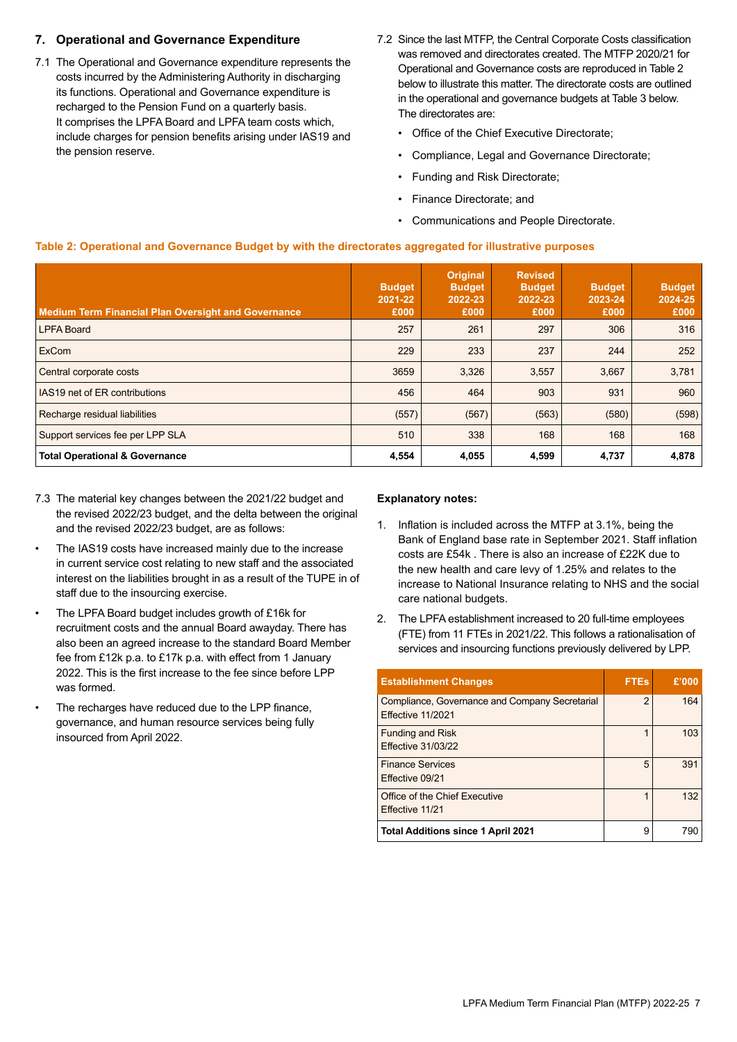## 7. Operational and Governance Expenditure

7.1 The Operational and Governance expenditure represents the costs incurred by the Administering Authority in discharging its functions. Operational and Governance expenditure is recharged to the Pension Fund on a quarterly basis. It comprises the LPFA Board and LPFA team costs which, include charges for pension benefits arising under IAS19 and the pension reserve.

7.2 Since the last MTFP, the Central Corporate Costs classification was removed and directorates created. The MTFP 2020/21 for Operational and Governance costs are reproduced in Table 2 below to illustrate this matter. The directorate costs are outlined in the operational and governance budgets at Table 3 below. The directorates are:

- Office of the Chief Executive Directorate;
- Compliance, Legal and Governance Directorate;
- Funding and Risk Directorate;
- Finance Directorate; and
- Communications and People Directorate.

**Table 2: Operational and Governance Budget by with the directorates aggregated for illustrative purposes**

| Medium Term Financial Plan Oversight and Governance | Budget 2021-22 £000 | Original Budget 2022-23 £000 | Revised Budget 2022-23 £000 | Budget 2023-24 £000 | Budget 2024-25 £000 |
|---|---|---|---|---|---|
| LPFA Board | 257 | 261 | 297 | 306 | 316 |
| ExCom | 229 | 233 | 237 | 244 | 252 |
| Central corporate costs | 3659 | 3,326 | 3,557 | 3,667 | 3,781 |
| IAS19 net of ER contributions | 456 | 464 | 903 | 931 | 960 |
| Recharge residual liabilities | (557) | (567) | (563) | (580) | (598) |
| Support services fee per LPP SLA | 510 | 338 | 168 | 168 | 168 |
| **Total Operational & Governance** | **4,554** | **4,055** | **4,599** | **4,737** | **4,878** |

7.3 The material key changes between the 2021/22 budget and the revised 2022/23 budget, and the delta between the original and the revised 2022/23 budget, are as follows:

- The IAS19 costs have increased mainly due to the increase in current service cost relating to new staff and the associated interest on the liabilities brought in as a result of the TUPE in of staff due to the insourcing exercise.
- The LPFA Board budget includes growth of £16k for recruitment costs and the annual Board awayday. There has also been an agreed increase to the standard Board Member fee from £12k p.a. to £17k p.a. with effect from 1 January 2022. This is the first increase to the fee since before LPP was formed.
- The recharges have reduced due to the LPP finance, governance, and human resource services being fully insourced from April 2022.

**Explanatory notes:**

1. Inflation is included across the MTFP at 3.1%, being the Bank of England base rate in September 2021. Staff inflation costs are £54k . There is also an increase of £22K due to the new health and care levy of 1.25% and relates to the increase to National Insurance relating to NHS and the social care national budgets.
2. The LPFA establishment increased to 20 full-time employees (FTE) from 11 FTEs in 2021/22. This follows a rationalisation of services and insourcing functions previously delivered by LPP.

| Establishment Changes | FTEs | £'000 |
|---|---|---|
| Compliance, Governance and Company Secretarial Effective 11/2021 | 2 | 164 |
| Funding and Risk Effective 31/03/22 | 1 | 103 |
| Finance Services Effective 09/21 | 5 | 391 |
| Office of the Chief Executive Effective 11/21 | 1 | 132 |
| **Total Additions since 1 April 2021** | 9 | 790 |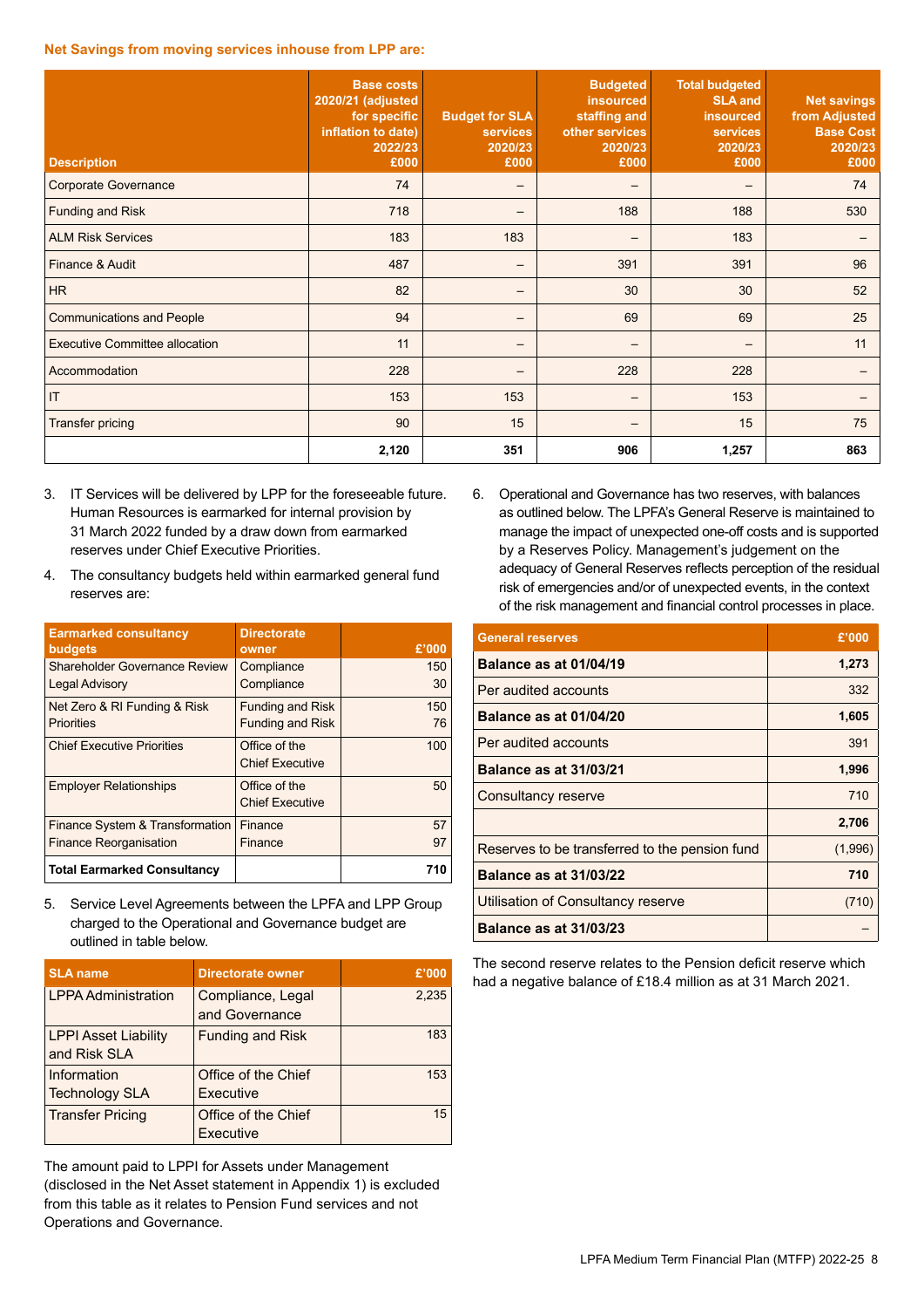**Net Savings from moving services inhouse from LPP are:**

| Description | Base costs 2020/21 (adjusted for specific inflation to date) 2022/23 £000 | Budget for SLA services 2020/23 £000 | Budgeted insourced staffing and other services 2020/23 £000 | Total budgeted SLA and insourced services 2020/23 £000 | Net savings from Adjusted Base Cost 2020/23 £000 |
|---|---|---|---|---|---|
| Corporate Governance | 74 | – | – | – | 74 |
| Funding and Risk | 718 | – | 188 | 188 | 530 |
| ALM Risk Services | 183 | 183 | – | 183 | – |
| Finance & Audit | 487 | – | 391 | 391 | 96 |
| HR | 82 | – | 30 | 30 | 52 |
| Communications and People | 94 | – | 69 | 69 | 25 |
| Executive Committee allocation | 11 | – | – | – | 11 |
| Accommodation | 228 | – | 228 | 228 | – |
| IT | 153 | 153 | – | 153 | – |
| Transfer pricing | 90 | 15 | – | 15 | 75 |
| | **2,120** | **351** | **906** | **1,257** | **863** |

3. IT Services will be delivered by LPP for the foreseeable future. Human Resources is earmarked for internal provision by 31 March 2022 funded by a draw down from earmarked reserves under Chief Executive Priorities.

4. The consultancy budgets held within earmarked general fund reserves are:

| Earmarked consultancy budgets | Directorate owner | £'000 |
|---|---|---|
| Shareholder Governance Review | Compliance | 150 |
| Legal Advisory | Compliance | 30 |
| Net Zero & RI Funding & Risk | Funding and Risk | 150 |
| Priorities | Funding and Risk | 76 |
| Chief Executive Priorities | Office of the Chief Executive | 100 |
| Employer Relationships | Office of the Chief Executive | 50 |
| Finance System & Transformation | Finance | 57 |
| Finance Reorganisation | Finance | 97 |
| **Total Earmarked Consultancy** | | **710** |

5. Service Level Agreements between the LPFA and LPP Group charged to the Operational and Governance budget are outlined in table below.

| SLA name | Directorate owner | £'000 |
|---|---|---|
| LPPA Administration | Compliance, Legal and Governance | 2,235 |
| LPPI Asset Liability and Risk SLA | Funding and Risk | 183 |
| Information Technology SLA | Office of the Chief Executive | 153 |
| Transfer Pricing | Office of the Chief Executive | 15 |

The amount paid to LPPI for Assets under Management (disclosed in the Net Asset statement in Appendix 1) is excluded from this table as it relates to Pension Fund services and not Operations and Governance.

6. Operational and Governance has two reserves, with balances as outlined below. The LPFA's General Reserve is maintained to manage the impact of unexpected one-off costs and is supported by a Reserves Policy. Management's judgement on the adequacy of General Reserves reflects perception of the residual risk of emergencies and/or of unexpected events, in the context of the risk management and financial control processes in place.

| General reserves | £'000 |
|---|---|
| **Balance as at 01/04/19** | **1,273** |
| Per audited accounts | 332 |
| **Balance as at 01/04/20** | **1,605** |
| Per audited accounts | 391 |
| **Balance as at 31/03/21** | **1,996** |
| Consultancy reserve | 710 |
| | **2,706** |
| Reserves to be transferred to the pension fund | (1,996) |
| **Balance as at 31/03/22** | **710** |
| Utilisation of Consultancy reserve | (710) |
| **Balance as at 31/03/23** | – |

The second reserve relates to the Pension deficit reserve which had a negative balance of £18.4 million as at 31 March 2021.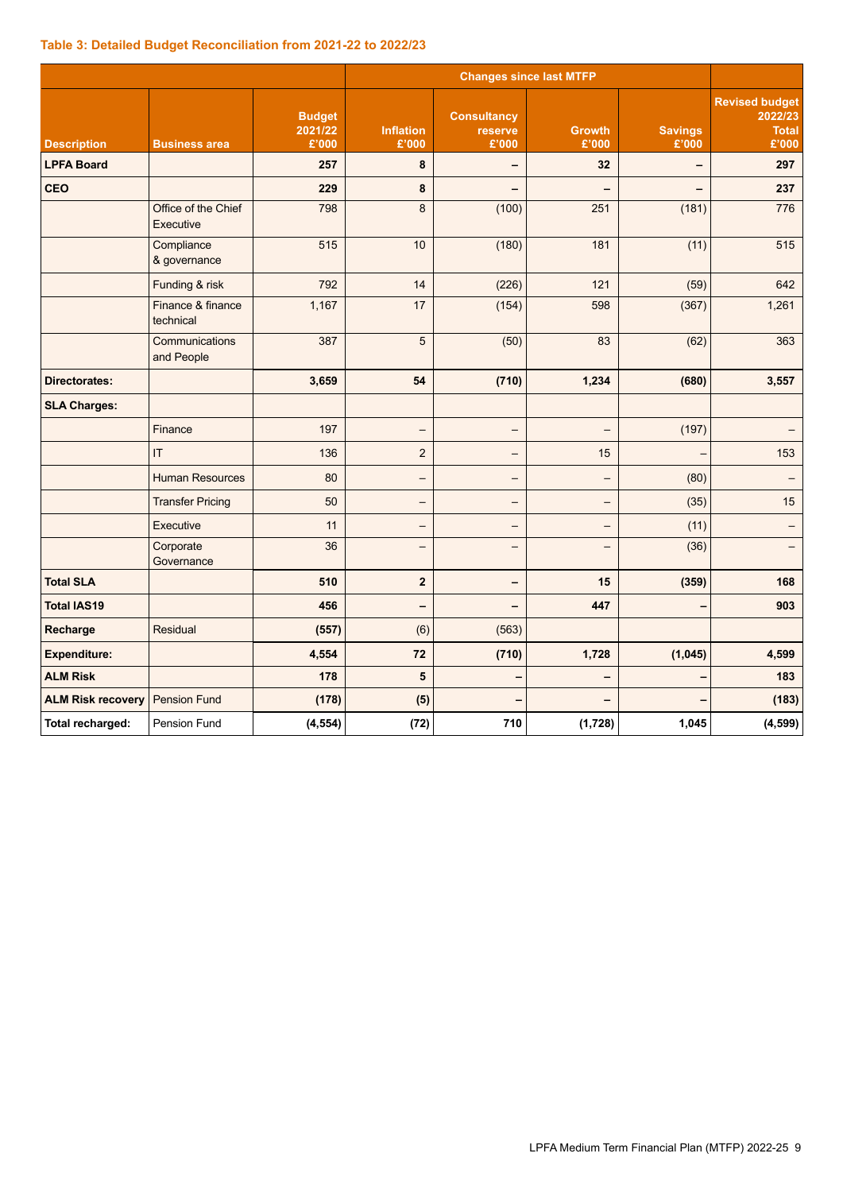### Table 3: Detailed Budget Reconciliation from 2021-22 to 2022/23

| | | | Changes since last MTFP | | | | |
|---|---|---|---|---|---|---|---|
| **Description** | **Business area** | **Budget 2021/22 £'000** | **Inflation £'000** | **Consultancy reserve £'000** | **Growth £'000** | **Savings £'000** | **Revised budget 2022/23 Total £'000** |
| **LPFA Board** | | **257** | **8** | **–** | **32** | **–** | **297** |
| **CEO** | | **229** | **8** | **–** | **–** | **–** | **237** |
| | Office of the Chief Executive | 798 | 8 | (100) | 251 | (181) | 776 |
| | Compliance & governance | 515 | 10 | (180) | 181 | (11) | 515 |
| | Funding & risk | 792 | 14 | (226) | 121 | (59) | 642 |
| | Finance & finance technical | 1,167 | 17 | (154) | 598 | (367) | 1,261 |
| | Communications and People | 387 | 5 | (50) | 83 | (62) | 363 |
| **Directorates:** | | **3,659** | **54** | **(710)** | **1,234** | **(680)** | **3,557** |
| **SLA Charges:** | | | | | | | |
| | Finance | 197 | – | – | – | (197) | – |
| | IT | 136 | 2 | – | 15 | – | 153 |
| | Human Resources | 80 | – | – | – | (80) | – |
| | Transfer Pricing | 50 | – | – | – | (35) | 15 |
| | Executive | 11 | – | – | – | (11) | – |
| | Corporate Governance | 36 | – | – | – | (36) | – |
| **Total SLA** | | **510** | **2** | **–** | **15** | **(359)** | **168** |
| **Total IAS19** | | **456** | **–** | **–** | **447** | **–** | **903** |
| **Recharge** | Residual | (557) | (6) | (563) | | | |
| **Expenditure:** | | **4,554** | **72** | **(710)** | **1,728** | **(1,045)** | **4,599** |
| **ALM Risk** | | **178** | **5** | **–** | **–** | **–** | **183** |
| **ALM Risk recovery** | Pension Fund | **(178)** | **(5)** | **–** | **–** | **–** | **(183)** |
| **Total recharged:** | Pension Fund | **(4,554)** | **(72)** | **710** | **(1,728)** | **1,045** | **(4,599)** |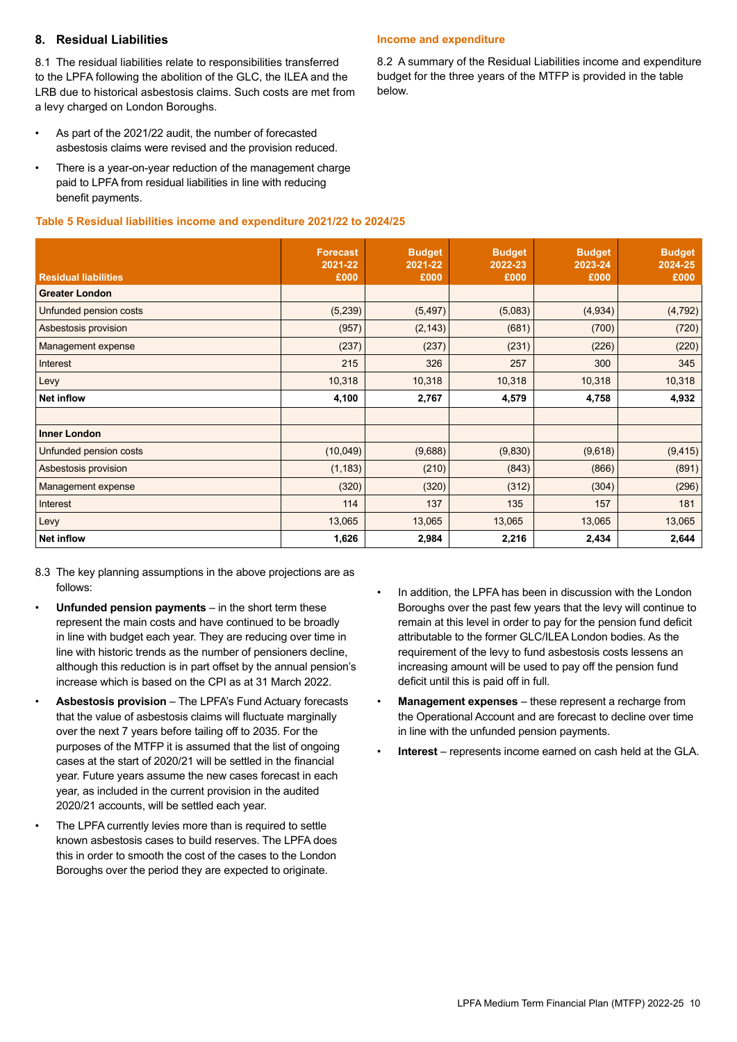## 8. Residual Liabilities

8.1 The residual liabilities relate to responsibilities transferred to the LPFA following the abolition of the GLC, the ILEA and the LRB due to historical asbestosis claims. Such costs are met from a levy charged on London Boroughs.

- As part of the 2021/22 audit, the number of forecasted asbestosis claims were revised and the provision reduced.
- There is a year-on-year reduction of the management charge paid to LPFA from residual liabilities in line with reducing benefit payments.

### Income and expenditure

8.2 A summary of the Residual Liabilities income and expenditure budget for the three years of the MTFP is provided in the table below.

**Table 5 Residual liabilities income and expenditure 2021/22 to 2024/25**

| Residual liabilities | Forecast 2021-22 £000 | Budget 2021-22 £000 | Budget 2022-23 £000 | Budget 2023-24 £000 | Budget 2024-25 £000 |
|---|---|---|---|---|---|
| **Greater London** | | | | | |
| Unfunded pension costs | (5,239) | (5,497) | (5,083) | (4,934) | (4,792) |
| Asbestosis provision | (957) | (2,143) | (681) | (700) | (720) |
| Management expense | (237) | (237) | (231) | (226) | (220) |
| Interest | 215 | 326 | 257 | 300 | 345 |
| Levy | 10,318 | 10,318 | 10,318 | 10,318 | 10,318 |
| **Net inflow** | **4,100** | **2,767** | **4,579** | **4,758** | **4,932** |
| | | | | | |
| **Inner London** | | | | | |
| Unfunded pension costs | (10,049) | (9,688) | (9,830) | (9,618) | (9,415) |
| Asbestosis provision | (1,183) | (210) | (843) | (866) | (891) |
| Management expense | (320) | (320) | (312) | (304) | (296) |
| Interest | 114 | 137 | 135 | 157 | 181 |
| Levy | 13,065 | 13,065 | 13,065 | 13,065 | 13,065 |
| **Net inflow** | **1,626** | **2,984** | **2,216** | **2,434** | **2,644** |

8.3 The key planning assumptions in the above projections are as follows:

- **Unfunded pension payments** – in the short term these represent the main costs and have continued to be broadly in line with budget each year. They are reducing over time in line with historic trends as the number of pensioners decline, although this reduction is in part offset by the annual pension's increase which is based on the CPI as at 31 March 2022.
- **Asbestosis provision** – The LPFA's Fund Actuary forecasts that the value of asbestosis claims will fluctuate marginally over the next 7 years before tailing off to 2035. For the purposes of the MTFP it is assumed that the list of ongoing cases at the start of 2020/21 will be settled in the financial year. Future years assume the new cases forecast in each year, as included in the current provision in the audited 2020/21 accounts, will be settled each year.
- The LPFA currently levies more than is required to settle known asbestosis cases to build reserves. The LPFA does this in order to smooth the cost of the cases to the London Boroughs over the period they are expected to originate.
- In addition, the LPFA has been in discussion with the London Boroughs over the past few years that the levy will continue to remain at this level in order to pay for the pension fund deficit attributable to the former GLC/ILEA London bodies. As the requirement of the levy to fund asbestosis costs lessens an increasing amount will be used to pay off the pension fund deficit until this is paid off in full.
- **Management expenses** – these represent a recharge from the Operational Account and are forecast to decline over time in line with the unfunded pension payments.
- **Interest** – represents income earned on cash held at the GLA.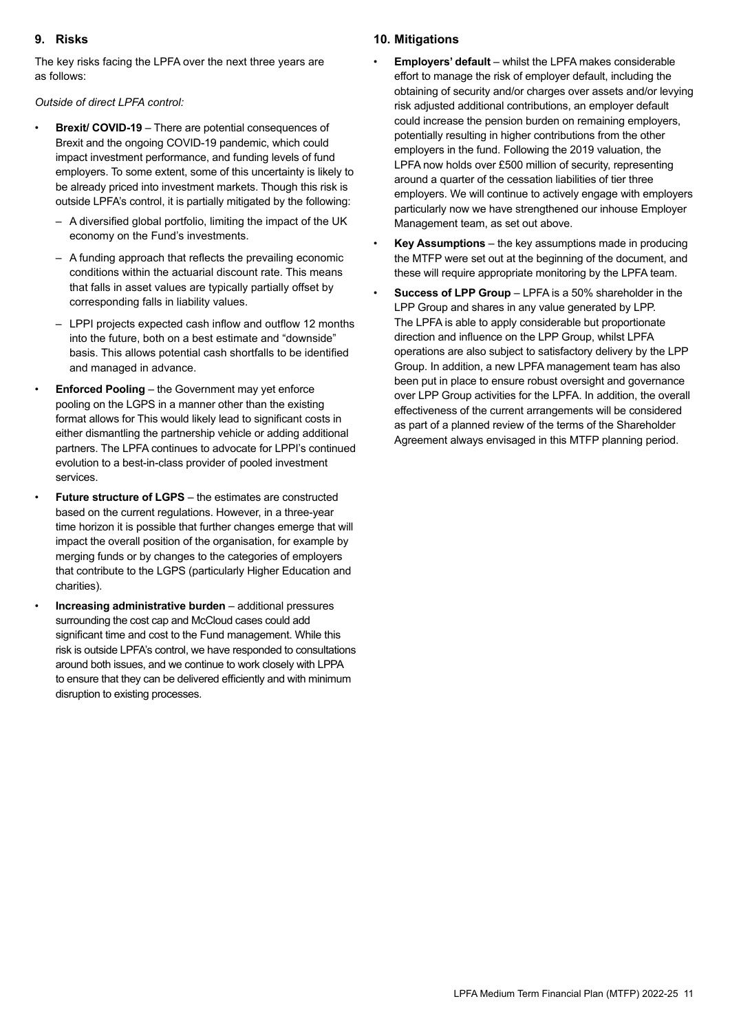## 9. Risks

The key risks facing the LPFA over the next three years are as follows:

*Outside of direct LPFA control:*

- **Brexit/ COVID-19** – There are potential consequences of Brexit and the ongoing COVID-19 pandemic, which could impact investment performance, and funding levels of fund employers. To some extent, some of this uncertainty is likely to be already priced into investment markets. Though this risk is outside LPFA's control, it is partially mitigated by the following:
  - A diversified global portfolio, limiting the impact of the UK economy on the Fund's investments.
  - A funding approach that reflects the prevailing economic conditions within the actuarial discount rate. This means that falls in asset values are typically partially offset by corresponding falls in liability values.
  - LPPI projects expected cash inflow and outflow 12 months into the future, both on a best estimate and "downside" basis. This allows potential cash shortfalls to be identified and managed in advance.
- **Enforced Pooling** – the Government may yet enforce pooling on the LGPS in a manner other than the existing format allows for This would likely lead to significant costs in either dismantling the partnership vehicle or adding additional partners. The LPFA continues to advocate for LPPI's continued evolution to a best-in-class provider of pooled investment services.
- **Future structure of LGPS** – the estimates are constructed based on the current regulations. However, in a three-year time horizon it is possible that further changes emerge that will impact the overall position of the organisation, for example by merging funds or by changes to the categories of employers that contribute to the LGPS (particularly Higher Education and charities).
- **Increasing administrative burden** – additional pressures surrounding the cost cap and McCloud cases could add significant time and cost to the Fund management. While this risk is outside LPFA's control, we have responded to consultations around both issues, and we continue to work closely with LPPA to ensure that they can be delivered efficiently and with minimum disruption to existing processes.

## 10. Mitigations

- **Employers' default** – whilst the LPFA makes considerable effort to manage the risk of employer default, including the obtaining of security and/or charges over assets and/or levying risk adjusted additional contributions, an employer default could increase the pension burden on remaining employers, potentially resulting in higher contributions from the other employers in the fund. Following the 2019 valuation, the LPFA now holds over £500 million of security, representing around a quarter of the cessation liabilities of tier three employers. We will continue to actively engage with employers particularly now we have strengthened our inhouse Employer Management team, as set out above.
- **Key Assumptions** – the key assumptions made in producing the MTFP were set out at the beginning of the document, and these will require appropriate monitoring by the LPFA team.
- **Success of LPP Group** – LPFA is a 50% shareholder in the LPP Group and shares in any value generated by LPP. The LPFA is able to apply considerable but proportionate direction and influence on the LPP Group, whilst LPFA operations are also subject to satisfactory delivery by the LPP Group. In addition, a new LPFA management team has also been put in place to ensure robust oversight and governance over LPP Group activities for the LPFA. In addition, the overall effectiveness of the current arrangements will be considered as part of a planned review of the terms of the Shareholder Agreement always envisaged in this MTFP planning period.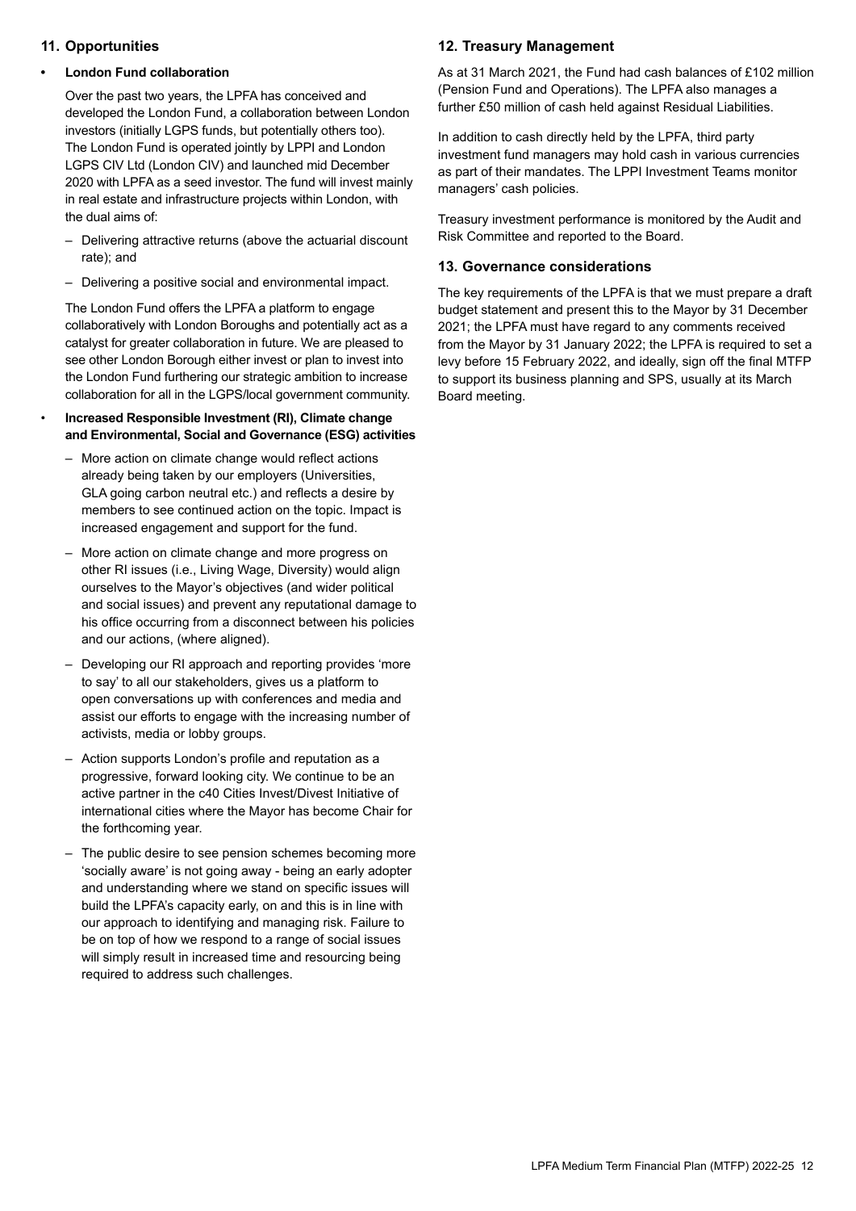## 11. Opportunities

- **London Fund collaboration**

  Over the past two years, the LPFA has conceived and developed the London Fund, a collaboration between London investors (initially LGPS funds, but potentially others too). The London Fund is operated jointly by LPPI and London LGPS CIV Ltd (London CIV) and launched mid December 2020 with LPFA as a seed investor. The fund will invest mainly in real estate and infrastructure projects within London, with the dual aims of:

  – Delivering attractive returns (above the actuarial discount rate); and

  – Delivering a positive social and environmental impact.

  The London Fund offers the LPFA a platform to engage collaboratively with London Boroughs and potentially act as a catalyst for greater collaboration in future. We are pleased to see other London Borough either invest or plan to invest into the London Fund furthering our strategic ambition to increase collaboration for all in the LGPS/local government community.

- **Increased Responsible Investment (RI), Climate change and Environmental, Social and Governance (ESG) activities**

  – More action on climate change would reflect actions already being taken by our employers (Universities, GLA going carbon neutral etc.) and reflects a desire by members to see continued action on the topic. Impact is increased engagement and support for the fund.

  – More action on climate change and more progress on other RI issues (i.e., Living Wage, Diversity) would align ourselves to the Mayor's objectives (and wider political and social issues) and prevent any reputational damage to his office occurring from a disconnect between his policies and our actions, (where aligned).

  – Developing our RI approach and reporting provides 'more to say' to all our stakeholders, gives us a platform to open conversations up with conferences and media and assist our efforts to engage with the increasing number of activists, media or lobby groups.

  – Action supports London's profile and reputation as a progressive, forward looking city. We continue to be an active partner in the c40 Cities Invest/Divest Initiative of international cities where the Mayor has become Chair for the forthcoming year.

  – The public desire to see pension schemes becoming more 'socially aware' is not going away - being an early adopter and understanding where we stand on specific issues will build the LPFA's capacity early, on and this is in line with our approach to identifying and managing risk. Failure to be on top of how we respond to a range of social issues will simply result in increased time and resourcing being required to address such challenges.

## 12. Treasury Management

As at 31 March 2021, the Fund had cash balances of £102 million (Pension Fund and Operations). The LPFA also manages a further £50 million of cash held against Residual Liabilities.

In addition to cash directly held by the LPFA, third party investment fund managers may hold cash in various currencies as part of their mandates. The LPPI Investment Teams monitor managers' cash policies.

Treasury investment performance is monitored by the Audit and Risk Committee and reported to the Board.

## 13. Governance considerations

The key requirements of the LPFA is that we must prepare a draft budget statement and present this to the Mayor by 31 December 2021; the LPFA must have regard to any comments received from the Mayor by 31 January 2022; the LPFA is required to set a levy before 15 February 2022, and ideally, sign off the final MTFP to support its business planning and SPS, usually at its March Board meeting.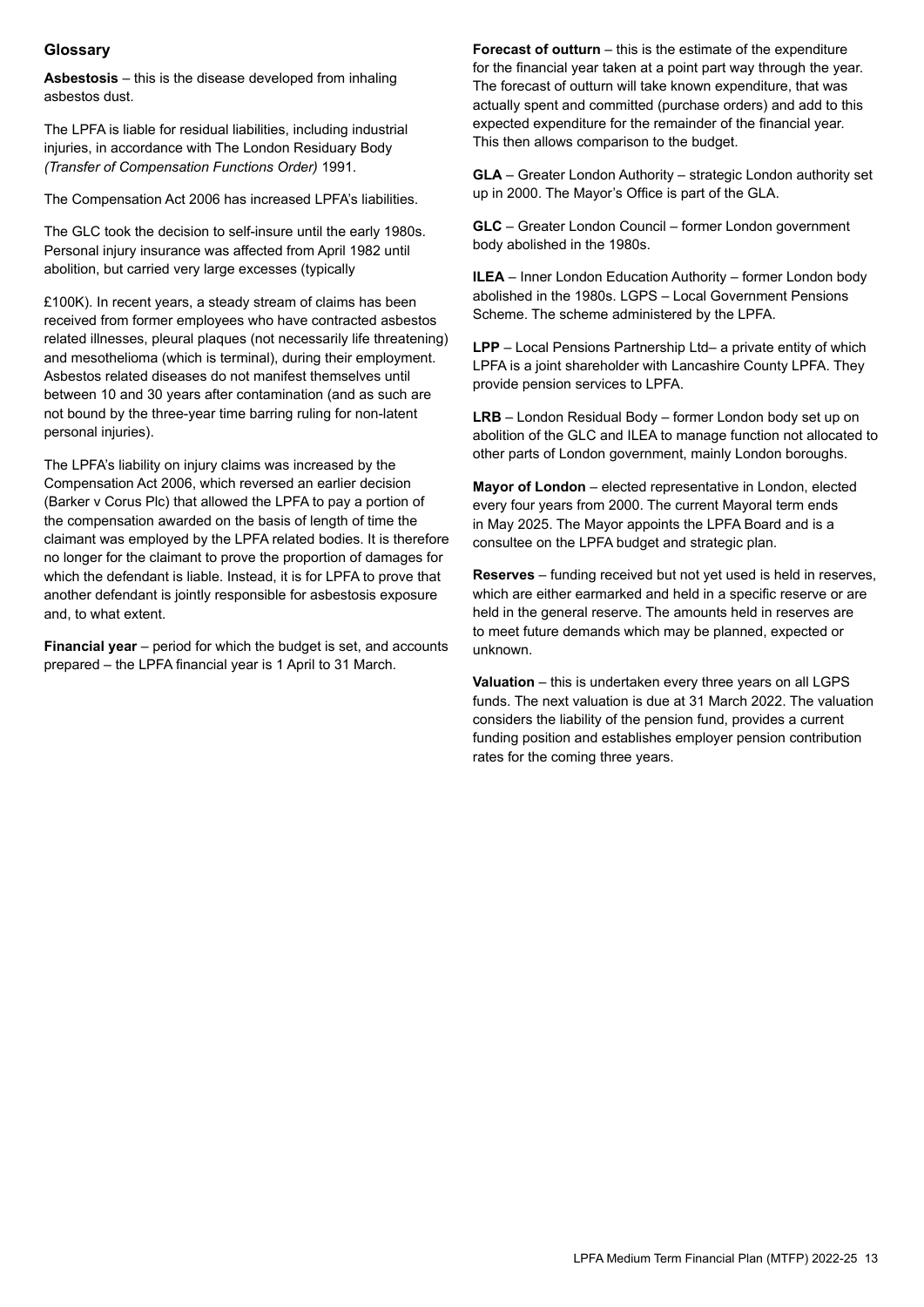## Glossary

**Asbestosis** – this is the disease developed from inhaling asbestos dust.

The LPFA is liable for residual liabilities, including industrial injuries, in accordance with The London Residuary Body *(Transfer of Compensation Functions Order)* 1991.

The Compensation Act 2006 has increased LPFA's liabilities.

The GLC took the decision to self-insure until the early 1980s. Personal injury insurance was affected from April 1982 until abolition, but carried very large excesses (typically

£100K). In recent years, a steady stream of claims has been received from former employees who have contracted asbestos related illnesses, pleural plaques (not necessarily life threatening) and mesothelioma (which is terminal), during their employment. Asbestos related diseases do not manifest themselves until between 10 and 30 years after contamination (and as such are not bound by the three-year time barring ruling for non-latent personal injuries).

The LPFA's liability on injury claims was increased by the Compensation Act 2006, which reversed an earlier decision (Barker v Corus Plc) that allowed the LPFA to pay a portion of the compensation awarded on the basis of length of time the claimant was employed by the LPFA related bodies. It is therefore no longer for the claimant to prove the proportion of damages for which the defendant is liable. Instead, it is for LPFA to prove that another defendant is jointly responsible for asbestosis exposure and, to what extent.

**Financial year** – period for which the budget is set, and accounts prepared – the LPFA financial year is 1 April to 31 March.

**Forecast of outturn** – this is the estimate of the expenditure for the financial year taken at a point part way through the year. The forecast of outturn will take known expenditure, that was actually spent and committed (purchase orders) and add to this expected expenditure for the remainder of the financial year. This then allows comparison to the budget.

**GLA** – Greater London Authority – strategic London authority set up in 2000. The Mayor's Office is part of the GLA.

**GLC** – Greater London Council – former London government body abolished in the 1980s.

**ILEA** – Inner London Education Authority – former London body abolished in the 1980s. LGPS – Local Government Pensions Scheme. The scheme administered by the LPFA.

**LPP** – Local Pensions Partnership Ltd– a private entity of which LPFA is a joint shareholder with Lancashire County LPFA. They provide pension services to LPFA.

**LRB** – London Residual Body – former London body set up on abolition of the GLC and ILEA to manage function not allocated to other parts of London government, mainly London boroughs.

**Mayor of London** – elected representative in London, elected every four years from 2000. The current Mayoral term ends in May 2025. The Mayor appoints the LPFA Board and is a consultee on the LPFA budget and strategic plan.

**Reserves** – funding received but not yet used is held in reserves, which are either earmarked and held in a specific reserve or are held in the general reserve. The amounts held in reserves are to meet future demands which may be planned, expected or unknown.

**Valuation** – this is undertaken every three years on all LGPS funds. The next valuation is due at 31 March 2022. The valuation considers the liability of the pension fund, provides a current funding position and establishes employer pension contribution rates for the coming three years.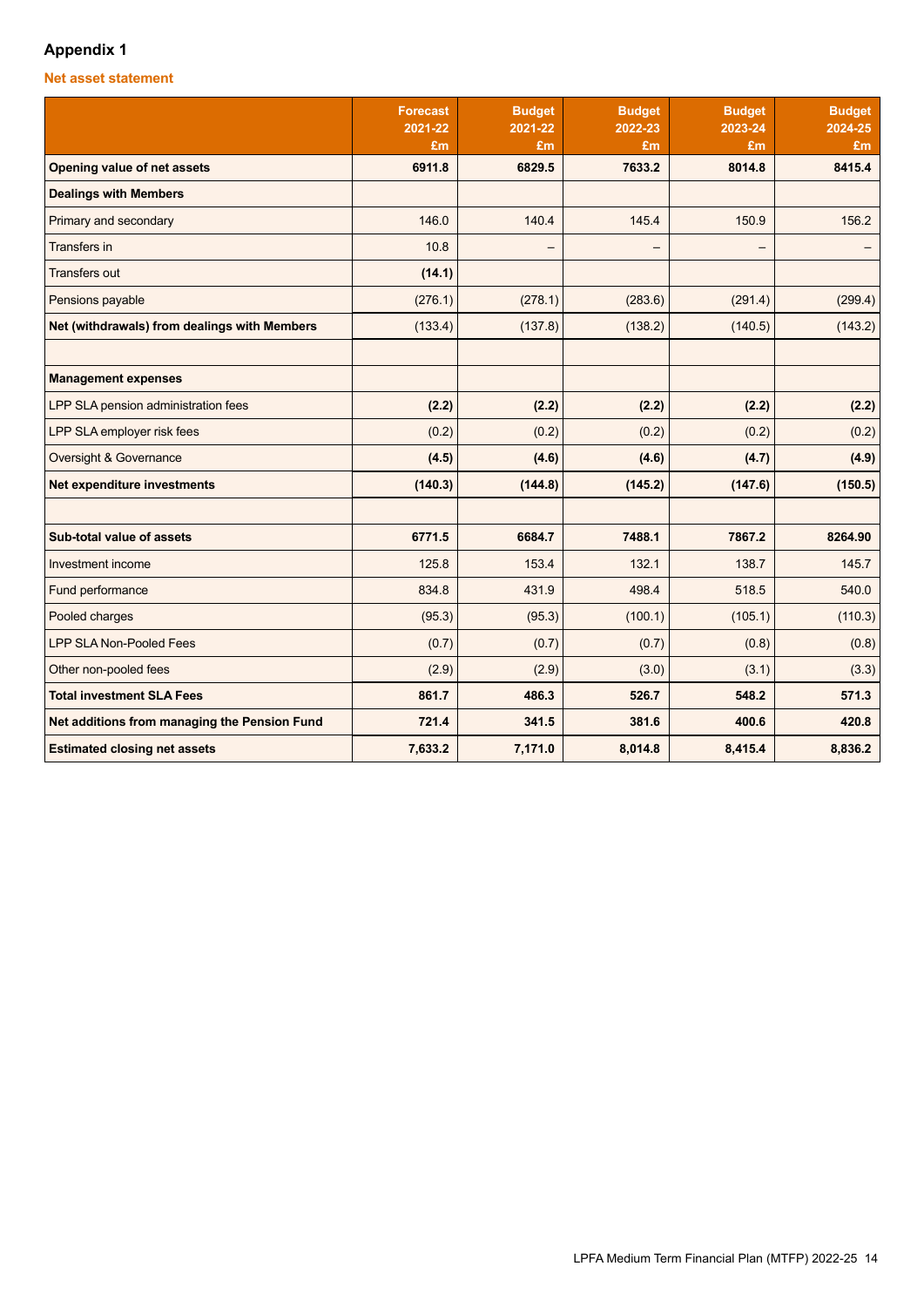## Appendix 1

### Net asset statement

| | Forecast 2021-22 £m | Budget 2021-22 £m | Budget 2022-23 £m | Budget 2023-24 £m | Budget 2024-25 £m |
|---|---|---|---|---|---|
| **Opening value of net assets** | **6911.8** | **6829.5** | **7633.2** | **8014.8** | **8415.4** |
| **Dealings with Members** | | | | | |
| Primary and secondary | 146.0 | 140.4 | 145.4 | 150.9 | 156.2 |
| Transfers in | 10.8 | – | – | – | – |
| Transfers out | **(14.1)** | | | | |
| Pensions payable | (276.1) | (278.1) | (283.6) | (291.4) | (299.4) |
| **Net (withdrawals) from dealings with Members** | (133.4) | (137.8) | (138.2) | (140.5) | (143.2) |
| | | | | | |
| **Management expenses** | | | | | |
| LPP SLA pension administration fees | **(2.2)** | **(2.2)** | **(2.2)** | **(2.2)** | **(2.2)** |
| LPP SLA employer risk fees | (0.2) | (0.2) | (0.2) | (0.2) | (0.2) |
| Oversight & Governance | **(4.5)** | **(4.6)** | **(4.6)** | **(4.7)** | **(4.9)** |
| **Net expenditure investments** | **(140.3)** | **(144.8)** | **(145.2)** | **(147.6)** | **(150.5)** |
| | | | | | |
| **Sub-total value of assets** | **6771.5** | **6684.7** | **7488.1** | **7867.2** | **8264.90** |
| Investment income | 125.8 | 153.4 | 132.1 | 138.7 | 145.7 |
| Fund performance | 834.8 | 431.9 | 498.4 | 518.5 | 540.0 |
| Pooled charges | (95.3) | (95.3) | (100.1) | (105.1) | (110.3) |
| LPP SLA Non-Pooled Fees | (0.7) | (0.7) | (0.7) | (0.8) | (0.8) |
| Other non-pooled fees | (2.9) | (2.9) | (3.0) | (3.1) | (3.3) |
| **Total investment SLA Fees** | **861.7** | **486.3** | **526.7** | **548.2** | **571.3** |
| **Net additions from managing the Pension Fund** | **721.4** | **341.5** | **381.6** | **400.6** | **420.8** |
| **Estimated closing net assets** | **7,633.2** | **7,171.0** | **8,014.8** | **8,415.4** | **8,836.2** |